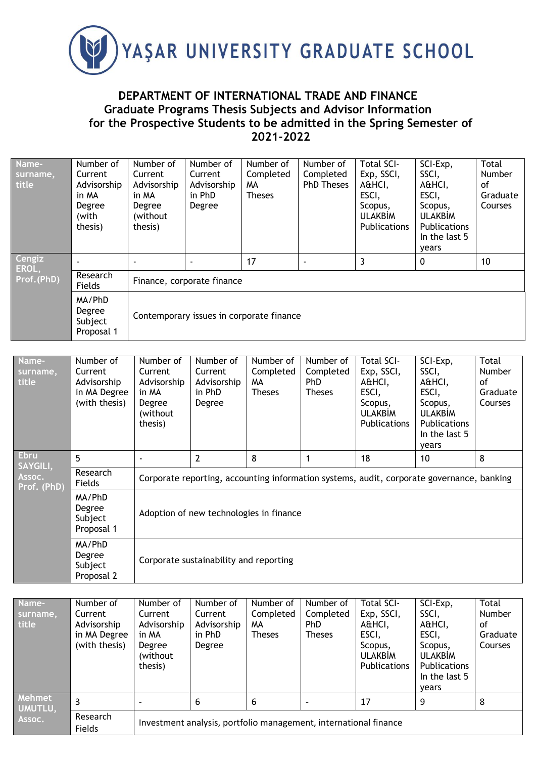# YAŞAR UNIVERSITY GRADUATE SCHOOL

## DEPARTMENT OF INTERNATIONAL TRADE AND FINANCE
## Graduate Programs Thesis Subjects and Advisor Information for the Prospective Students to be admitted in the Spring Semester of 2021-2022

| Name-surname, title | Number of Current Advisorship in MA Degree (with thesis) | Number of Current Advisorship in MA Degree (without thesis) | Number of Current Advisorship in PhD Degree | Number of Completed MA Theses | Number of Completed PhD Theses | Total SCI-Exp, SSCI, A&HCI, ESCI, Scopus, ULAKBİM Publications | SCI-Exp, SSCI, A&HCI, ESCI, Scopus, ULAKBİM Publications In the last 5 years | Total Number of Graduate Courses |
|---|---|---|---|---|---|---|---|---|
| Cengiz EROL, Prof.(PhD) | - | - | - | 17 | - | 3 | 0 | 10 |
| | Research Fields | Finance, corporate finance | | | | | | |
| | MA/PhD Degree Subject Proposal 1 | Contemporary issues in corporate finance | | | | | | |

| Name-surname, title | Number of Current Advisorship in MA Degree (with thesis) | Number of Current Advisorship in MA Degree (without thesis) | Number of Current Advisorship in PhD Degree | Number of Completed MA Theses | Number of Completed PhD Theses | Total SCI-Exp, SSCI, A&HCI, ESCI, Scopus, ULAKBİM Publications | SCI-Exp, SSCI, A&HCI, ESCI, Scopus, ULAKBİM Publications In the last 5 years | Total Number of Graduate Courses |
|---|---|---|---|---|---|---|---|---|
| Ebru SAYGILI, Assoc. Prof. (PhD) | 5 | - | 2 | 8 | 1 | 18 | 10 | 8 |
| | Research Fields | Corporate reporting, accounting information systems, audit, corporate governance, banking | | | | | | |
| | MA/PhD Degree Subject Proposal 1 | Adoption of new technologies in finance | | | | | | |
| | MA/PhD Degree Subject Proposal 2 | Corporate sustainability and reporting | | | | | | |

| Name-surname, title | Number of Current Advisorship in MA Degree (with thesis) | Number of Current Advisorship in MA Degree (without thesis) | Number of Current Advisorship in PhD Degree | Number of Completed MA Theses | Number of Completed PhD Theses | Total SCI-Exp, SSCI, A&HCI, ESCI, Scopus, ULAKBİM Publications | SCI-Exp, SSCI, A&HCI, ESCI, Scopus, ULAKBİM Publications In the last 5 years | Total Number of Graduate Courses |
|---|---|---|---|---|---|---|---|---|
| Mehmet UMUTLU, Assoc. | 3 | - | 6 | 6 | - | 17 | 9 | 8 |
| | Research Fields | Investment analysis, portfolio management, international finance | | | | | | |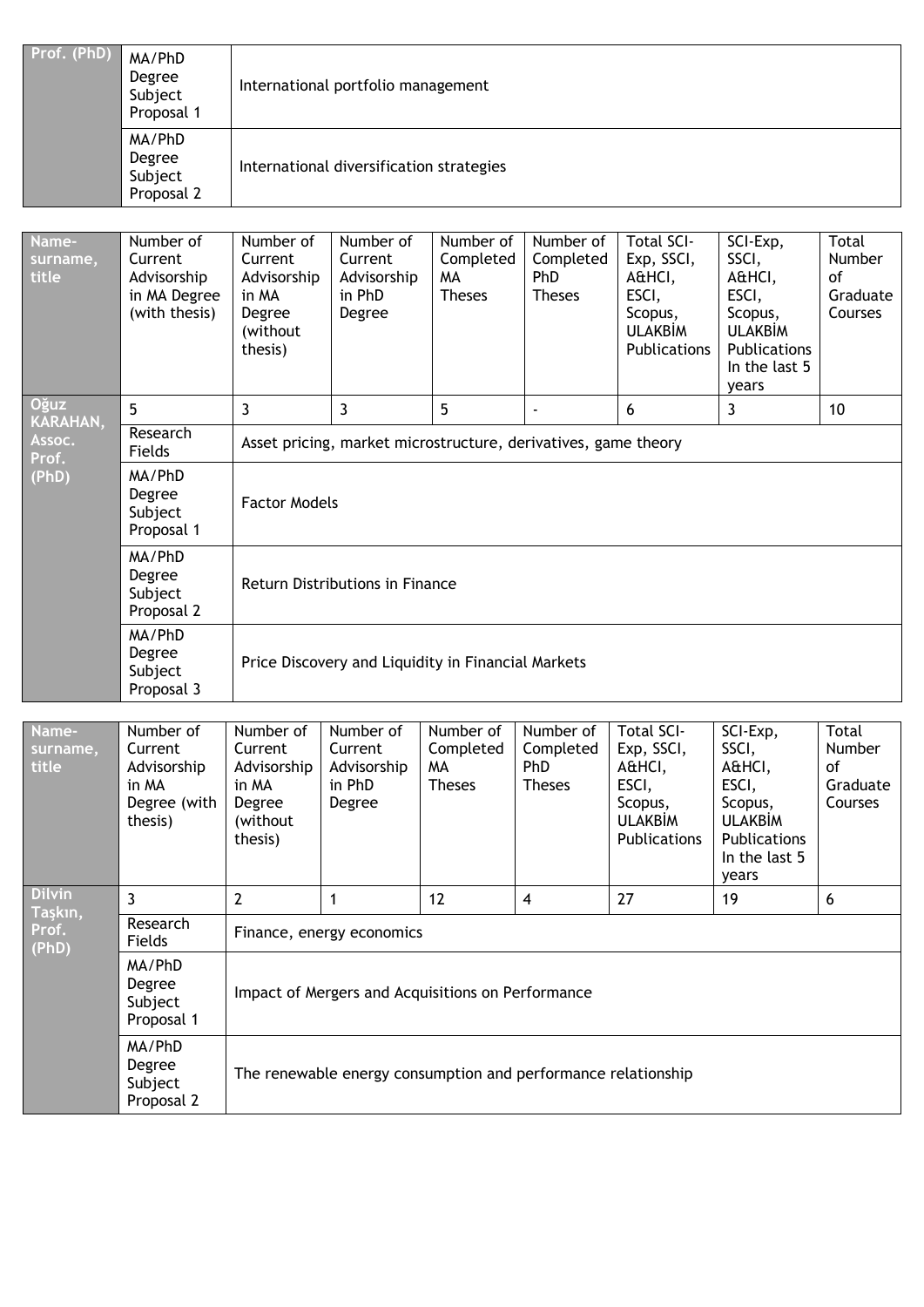| | | |
|---|---|---|
| Prof. (PhD) | MA/PhD Degree Subject Proposal 1 | International portfolio management |
| | MA/PhD Degree Subject Proposal 2 | International diversification strategies |

| Name-surname, title | Number of Current Advisorship in MA Degree (with thesis) | Number of Current Advisorship in MA Degree (without thesis) | Number of Current Advisorship in PhD Degree | Number of Completed MA Theses | Number of Completed PhD Theses | Total SCI-Exp, SSCI, A&HCI, ESCI, Scopus, ULAKBİM Publications | SCI-Exp, SSCI, A&HCI, ESCI, Scopus, ULAKBİM Publications In the last 5 years | Total Number of Graduate Courses |
|---|---|---|---|---|---|---|---|---|
| Oğuz KARAHAN, Assoc. Prof. (PhD) | 5 | 3 | 3 | 5 | - | 6 | 3 | 10 |
| | Research Fields | Asset pricing, market microstructure, derivatives, game theory | | | | | | |
| | MA/PhD Degree Subject Proposal 1 | Factor Models | | | | | | |
| | MA/PhD Degree Subject Proposal 2 | Return Distributions in Finance | | | | | | |
| | MA/PhD Degree Subject Proposal 3 | Price Discovery and Liquidity in Financial Markets | | | | | | |

| Name-surname, title | Number of Current Advisorship in MA Degree (with thesis) | Number of Current Advisorship in MA Degree (without thesis) | Number of Current Advisorship in PhD Degree | Number of Completed MA Theses | Number of Completed PhD Theses | Total SCI-Exp, SSCI, A&HCI, ESCI, Scopus, ULAKBİM Publications | SCI-Exp, SSCI, A&HCI, ESCI, Scopus, ULAKBİM Publications In the last 5 years | Total Number of Graduate Courses |
|---|---|---|---|---|---|---|---|---|
| Dilvin Taşkın, Prof. (PhD) | 3 | 2 | 1 | 12 | 4 | 27 | 19 | 6 |
| | Research Fields | Finance, energy economics | | | | | | |
| | MA/PhD Degree Subject Proposal 1 | Impact of Mergers and Acquisitions on Performance | | | | | | |
| | MA/PhD Degree Subject Proposal 2 | The renewable energy consumption and performance relationship | | | | | | |